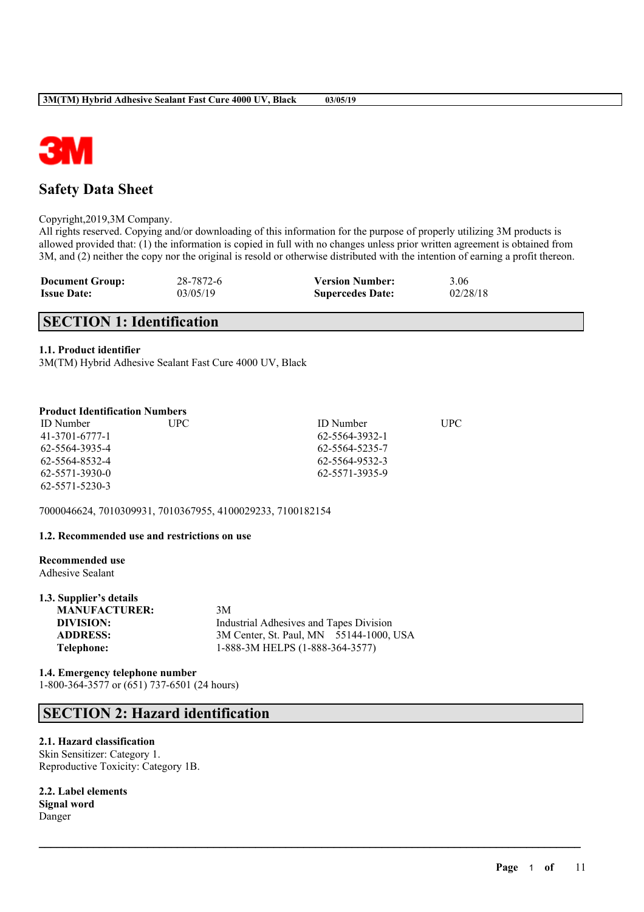# Safety Data Sheet

Copyright,2019,3M Company.
All rights reserved. Copying and/or downloading of this information for the purpose of properly utilizing 3M products is allowed provided that: (1) the information is copied in full with no changes unless prior written agreement is obtained from 3M, and (2) neither the copy nor the original is resold or otherwise distributed with the intention of earning a profit thereon.

| | | | |
|---|---|---|---|
| **Document Group:** | 28-7872-6 | **Version Number:** | 3.06 |
| **Issue Date:** | 03/05/19 | **Supercedes Date:** | 02/28/18 |

## SECTION 1: Identification

### 1.1. Product identifier

3M(TM) Hybrid Adhesive Sealant Fast Cure 4000 UV, Black

**Product Identification Numbers**

| ID Number | UPC | ID Number | UPC |
|---|---|---|---|
| 41-3701-6777-1 | | 62-5564-3932-1 | |
| 62-5564-3935-4 | | 62-5564-5235-7 | |
| 62-5564-8532-4 | | 62-5564-9532-3 | |
| 62-5571-3930-0 | | 62-5571-3935-9 | |
| 62-5571-5230-3 | | | |

7000046624, 7010309931, 7010367955, 4100029233, 7100182154

### 1.2. Recommended use and restrictions on use

**Recommended use**
Adhesive Sealant

### 1.3. Supplier's details

| | |
|---|---|
| **MANUFACTURER:** | 3M |
| **DIVISION:** | Industrial Adhesives and Tapes Division |
| **ADDRESS:** | 3M Center, St. Paul, MN 55144-1000, USA |
| **Telephone:** | 1-888-3M HELPS (1-888-364-3577) |

### 1.4. Emergency telephone number

1-800-364-3577 or (651) 737-6501 (24 hours)

## SECTION 2: Hazard identification

### 2.1. Hazard classification

Skin Sensitizer: Category 1.
Reproductive Toxicity: Category 1B.

### 2.2. Label elements

**Signal word**
Danger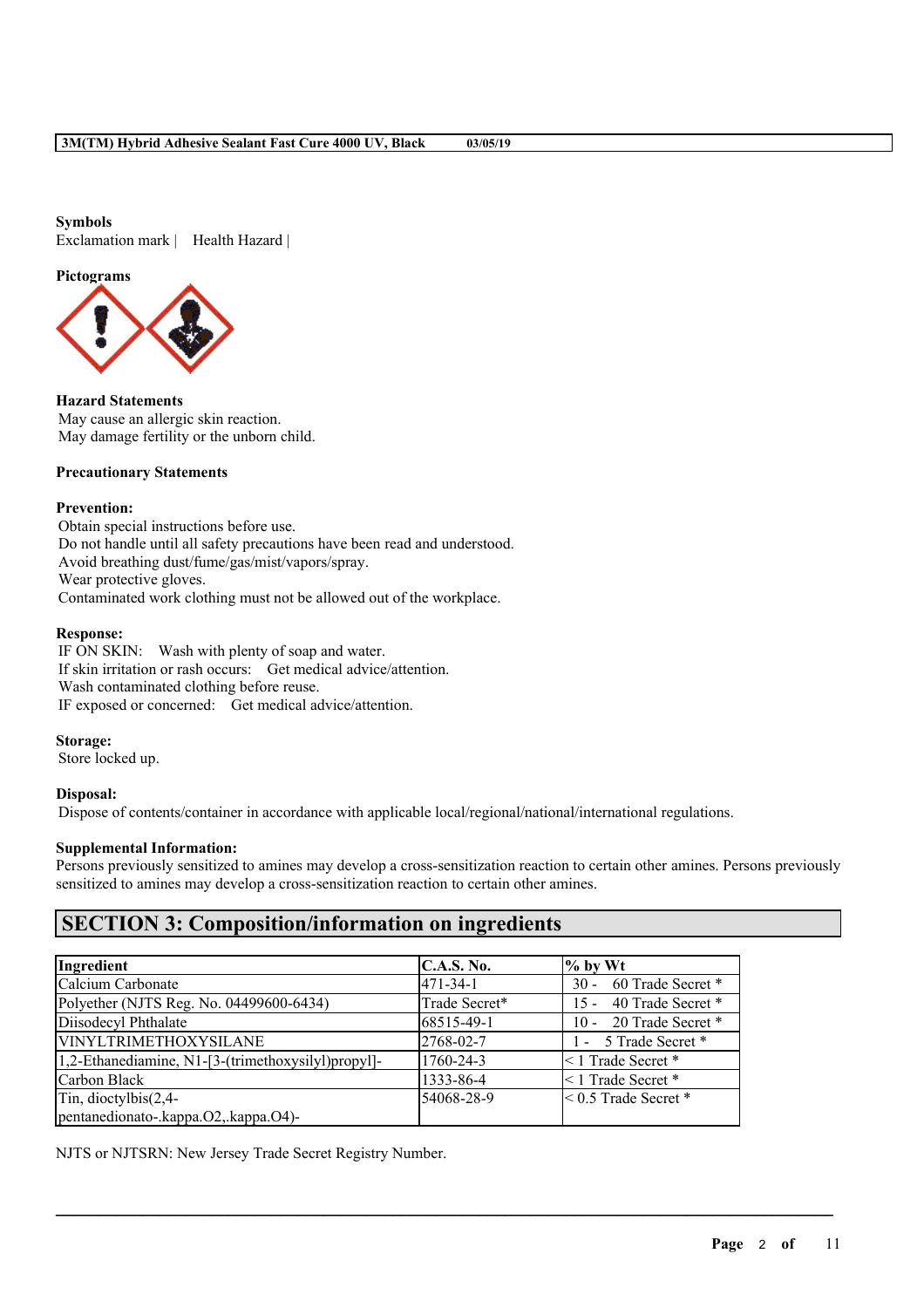**Symbols**

Exclamation mark | Health Hazard |

**Pictograms**

**Hazard Statements**

May cause an allergic skin reaction.
May damage fertility or the unborn child.

**Precautionary Statements**

**Prevention:**

Obtain special instructions before use.
Do not handle until all safety precautions have been read and understood.
Avoid breathing dust/fume/gas/mist/vapors/spray.
Wear protective gloves.
Contaminated work clothing must not be allowed out of the workplace.

**Response:**

IF ON SKIN: Wash with plenty of soap and water.
If skin irritation or rash occurs: Get medical advice/attention.
Wash contaminated clothing before reuse.
IF exposed or concerned: Get medical advice/attention.

**Storage:**

Store locked up.

**Disposal:**

Dispose of contents/container in accordance with applicable local/regional/national/international regulations.

**Supplemental Information:**

Persons previously sensitized to amines may develop a cross-sensitization reaction to certain other amines. Persons previously sensitized to amines may develop a cross-sensitization reaction to certain other amines.

## SECTION 3: Composition/information on ingredients

| Ingredient | C.A.S. No. | % by Wt |
|---|---|---|
| Calcium Carbonate | 471-34-1 | 30 - 60 Trade Secret * |
| Polyether (NJTS Reg. No. 04499600-6434) | Trade Secret* | 15 - 40 Trade Secret * |
| Diisodecyl Phthalate | 68515-49-1 | 10 - 20 Trade Secret * |
| VINYLTRIMETHOXYSILANE | 2768-02-7 | 1 - 5 Trade Secret * |
| 1,2-Ethanediamine, N1-[3-(trimethoxysilyl)propyl]- | 1760-24-3 | < 1 Trade Secret * |
| Carbon Black | 1333-86-4 | < 1 Trade Secret * |
| Tin, dioctylbis(2,4-pentanedionato-.kappa.O2,.kappa.O4)- | 54068-28-9 | < 0.5 Trade Secret * |

NJTS or NJTSRN: New Jersey Trade Secret Registry Number.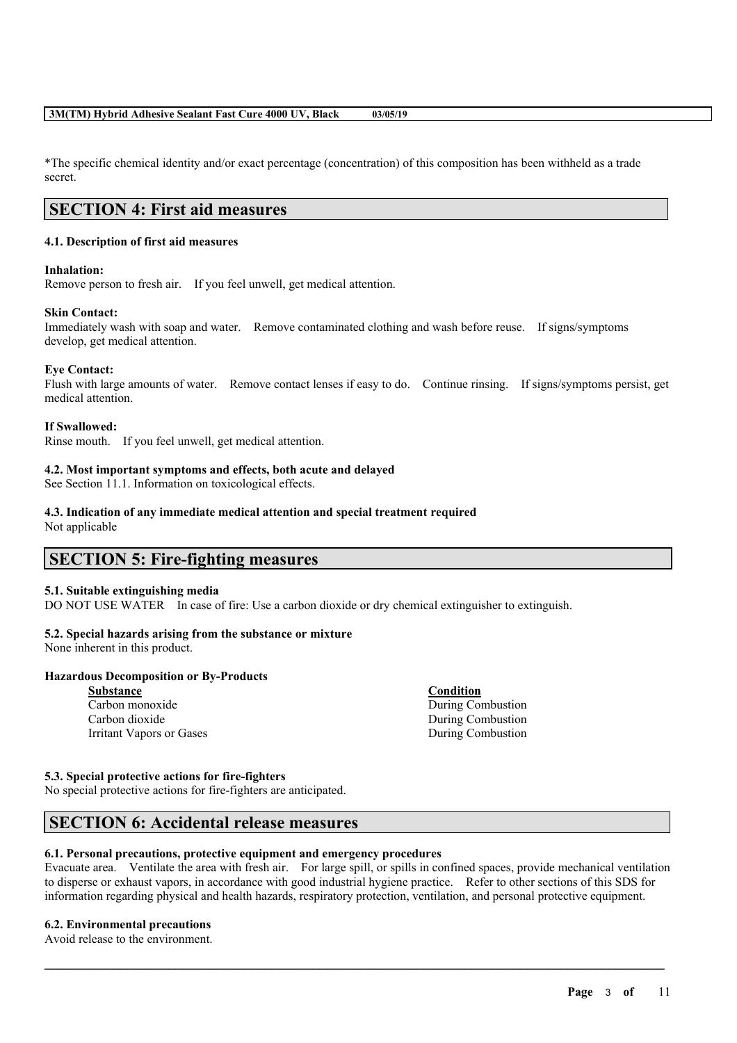*The specific chemical identity and/or exact percentage (concentration) of this composition has been withheld as a trade secret.

## SECTION 4: First aid measures

### 4.1. Description of first aid measures

**Inhalation:**
Remove person to fresh air. If you feel unwell, get medical attention.

**Skin Contact:**
Immediately wash with soap and water. Remove contaminated clothing and wash before reuse. If signs/symptoms develop, get medical attention.

**Eye Contact:**
Flush with large amounts of water. Remove contact lenses if easy to do. Continue rinsing. If signs/symptoms persist, get medical attention.

**If Swallowed:**
Rinse mouth. If you feel unwell, get medical attention.

### 4.2. Most important symptoms and effects, both acute and delayed
See Section 11.1. Information on toxicological effects.

### 4.3. Indication of any immediate medical attention and special treatment required
Not applicable

## SECTION 5: Fire-fighting measures

### 5.1. Suitable extinguishing media
DO NOT USE WATER In case of fire: Use a carbon dioxide or dry chemical extinguisher to extinguish.

### 5.2. Special hazards arising from the substance or mixture
None inherent in this product.

**Hazardous Decomposition or By-Products**

| Substance | Condition |
| --- | --- |
| Carbon monoxide | During Combustion |
| Carbon dioxide | During Combustion |
| Irritant Vapors or Gases | During Combustion |

### 5.3. Special protective actions for fire-fighters
No special protective actions for fire-fighters are anticipated.

## SECTION 6: Accidental release measures

### 6.1. Personal precautions, protective equipment and emergency procedures
Evacuate area. Ventilate the area with fresh air. For large spill, or spills in confined spaces, provide mechanical ventilation to disperse or exhaust vapors, in accordance with good industrial hygiene practice. Refer to other sections of this SDS for information regarding physical and health hazards, respiratory protection, ventilation, and personal protective equipment.

### 6.2. Environmental precautions
Avoid release to the environment.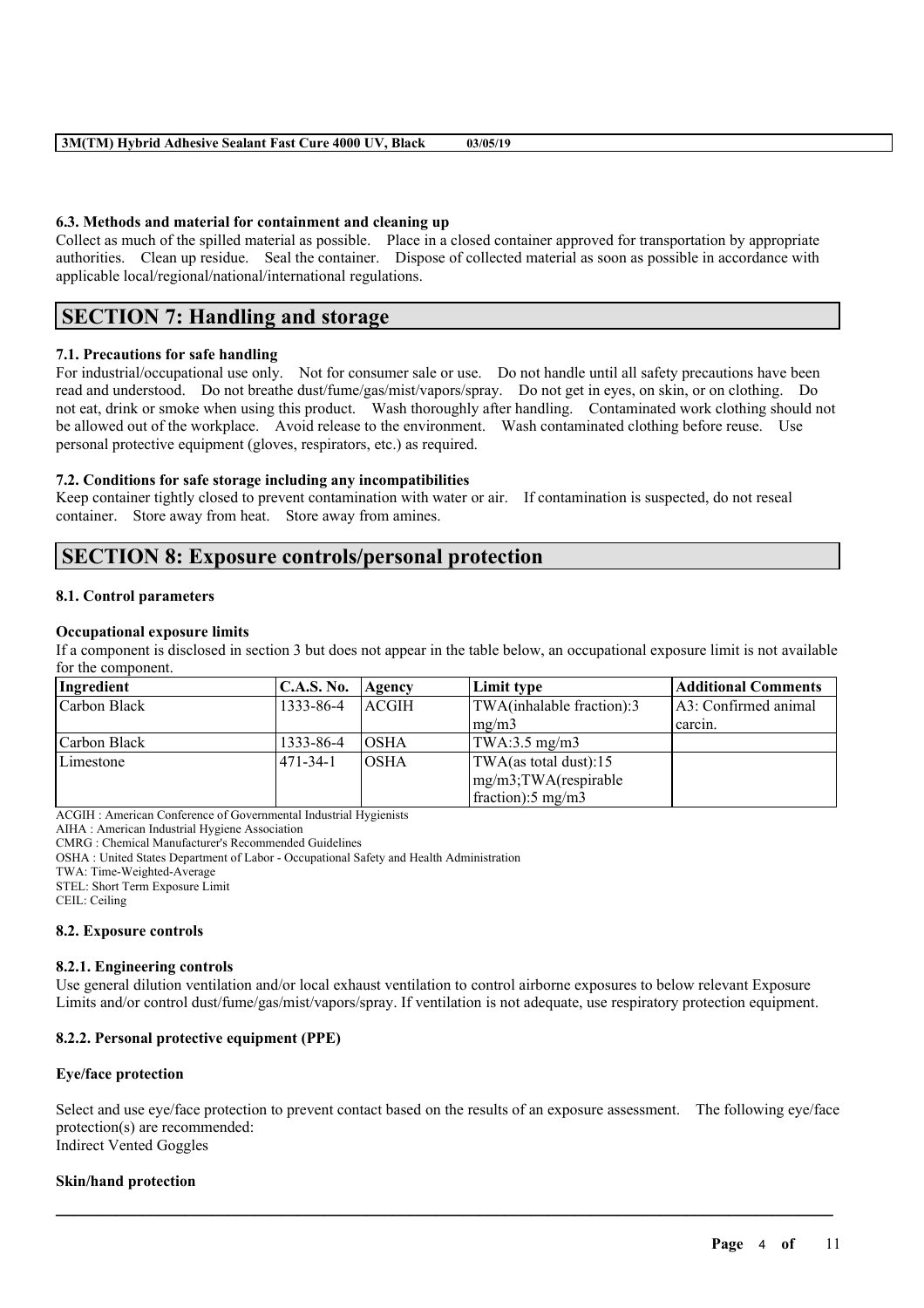#### 6.3. Methods and material for containment and cleaning up

Collect as much of the spilled material as possible. Place in a closed container approved for transportation by appropriate authorities. Clean up residue. Seal the container. Dispose of collected material as soon as possible in accordance with applicable local/regional/national/international regulations.

## SECTION 7: Handling and storage

#### 7.1. Precautions for safe handling

For industrial/occupational use only. Not for consumer sale or use. Do not handle until all safety precautions have been read and understood. Do not breathe dust/fume/gas/mist/vapors/spray. Do not get in eyes, on skin, or on clothing. Do not eat, drink or smoke when using this product. Wash thoroughly after handling. Contaminated work clothing should not be allowed out of the workplace. Avoid release to the environment. Wash contaminated clothing before reuse. Use personal protective equipment (gloves, respirators, etc.) as required.

#### 7.2. Conditions for safe storage including any incompatibilities

Keep container tightly closed to prevent contamination with water or air. If contamination is suspected, do not reseal container. Store away from heat. Store away from amines.

## SECTION 8: Exposure controls/personal protection

#### 8.1. Control parameters

**Occupational exposure limits**

If a component is disclosed in section 3 but does not appear in the table below, an occupational exposure limit is not available for the component.

| Ingredient | C.A.S. No. | Agency | Limit type | Additional Comments |
|---|---|---|---|---|
| Carbon Black | 1333-86-4 | ACGIH | TWA(inhalable fraction):3 mg/m3 | A3: Confirmed animal carcin. |
| Carbon Black | 1333-86-4 | OSHA | TWA:3.5 mg/m3 | |
| Limestone | 471-34-1 | OSHA | TWA(as total dust):15 mg/m3;TWA(respirable fraction):5 mg/m3 | |

ACGIH : American Conference of Governmental Industrial Hygienists
AIHA : American Industrial Hygiene Association
CMRG : Chemical Manufacturer's Recommended Guidelines
OSHA : United States Department of Labor - Occupational Safety and Health Administration
TWA: Time-Weighted-Average
STEL: Short Term Exposure Limit
CEIL: Ceiling

#### 8.2. Exposure controls

#### 8.2.1. Engineering controls

Use general dilution ventilation and/or local exhaust ventilation to control airborne exposures to below relevant Exposure Limits and/or control dust/fume/gas/mist/vapors/spray. If ventilation is not adequate, use respiratory protection equipment.

#### 8.2.2. Personal protective equipment (PPE)

**Eye/face protection**

Select and use eye/face protection to prevent contact based on the results of an exposure assessment. The following eye/face protection(s) are recommended:
Indirect Vented Goggles

**Skin/hand protection**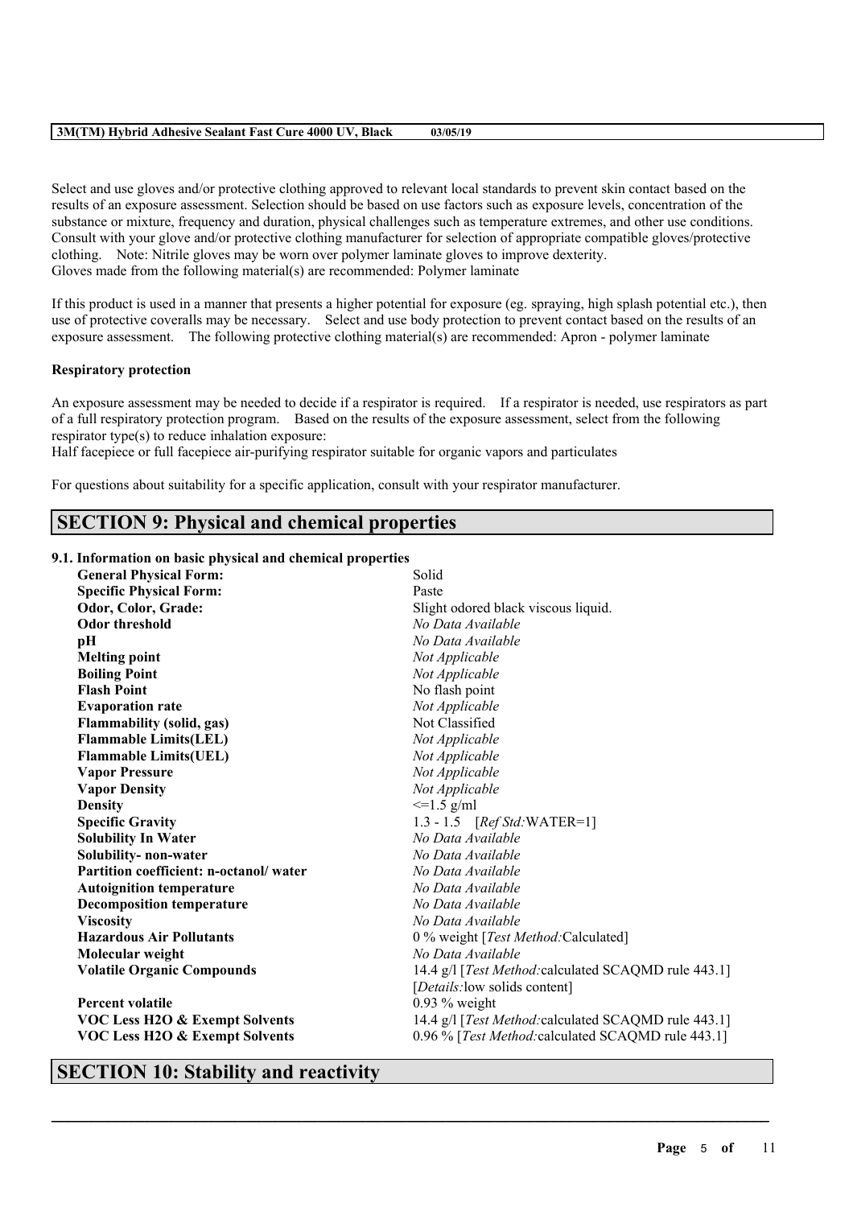Select and use gloves and/or protective clothing approved to relevant local standards to prevent skin contact based on the results of an exposure assessment. Selection should be based on use factors such as exposure levels, concentration of the substance or mixture, frequency and duration, physical challenges such as temperature extremes, and other use conditions. Consult with your glove and/or protective clothing manufacturer for selection of appropriate compatible gloves/protective clothing. Note: Nitrile gloves may be worn over polymer laminate gloves to improve dexterity.
Gloves made from the following material(s) are recommended: Polymer laminate

If this product is used in a manner that presents a higher potential for exposure (eg. spraying, high splash potential etc.), then use of protective coveralls may be necessary. Select and use body protection to prevent contact based on the results of an exposure assessment. The following protective clothing material(s) are recommended: Apron - polymer laminate

**Respiratory protection**

An exposure assessment may be needed to decide if a respirator is required. If a respirator is needed, use respirators as part of a full respiratory protection program. Based on the results of the exposure assessment, select from the following respirator type(s) to reduce inhalation exposure:
Half facepiece or full facepiece air-purifying respirator suitable for organic vapors and particulates

For questions about suitability for a specific application, consult with your respirator manufacturer.

## SECTION 9: Physical and chemical properties

### 9.1. Information on basic physical and chemical properties

| | |
|---|---|
| **General Physical Form:** | Solid |
| **Specific Physical Form:** | Paste |
| **Odor, Color, Grade:** | Slight odored black viscous liquid. |
| **Odor threshold** | *No Data Available* |
| **pH** | *No Data Available* |
| **Melting point** | *Not Applicable* |
| **Boiling Point** | *Not Applicable* |
| **Flash Point** | No flash point |
| **Evaporation rate** | *Not Applicable* |
| **Flammability (solid, gas)** | Not Classified |
| **Flammable Limits(LEL)** | *Not Applicable* |
| **Flammable Limits(UEL)** | *Not Applicable* |
| **Vapor Pressure** | *Not Applicable* |
| **Vapor Density** | *Not Applicable* |
| **Density** | <=1.5 g/ml |
| **Specific Gravity** | 1.3 - 1.5 [*Ref Std:*WATER=1] |
| **Solubility In Water** | *No Data Available* |
| **Solubility- non-water** | *No Data Available* |
| **Partition coefficient: n-octanol/ water** | *No Data Available* |
| **Autoignition temperature** | *No Data Available* |
| **Decomposition temperature** | *No Data Available* |
| **Viscosity** | *No Data Available* |
| **Hazardous Air Pollutants** | 0 % weight [*Test Method:*Calculated] |
| **Molecular weight** | *No Data Available* |
| **Volatile Organic Compounds** | 14.4 g/l [*Test Method:*calculated SCAQMD rule 443.1] [*Details:*low solids content] |
| **Percent volatile** | 0.93 % weight |
| **VOC Less H2O & Exempt Solvents** | 14.4 g/l [*Test Method:*calculated SCAQMD rule 443.1] |
| **VOC Less H2O & Exempt Solvents** | 0.96 % [*Test Method:*calculated SCAQMD rule 443.1] |

## SECTION 10: Stability and reactivity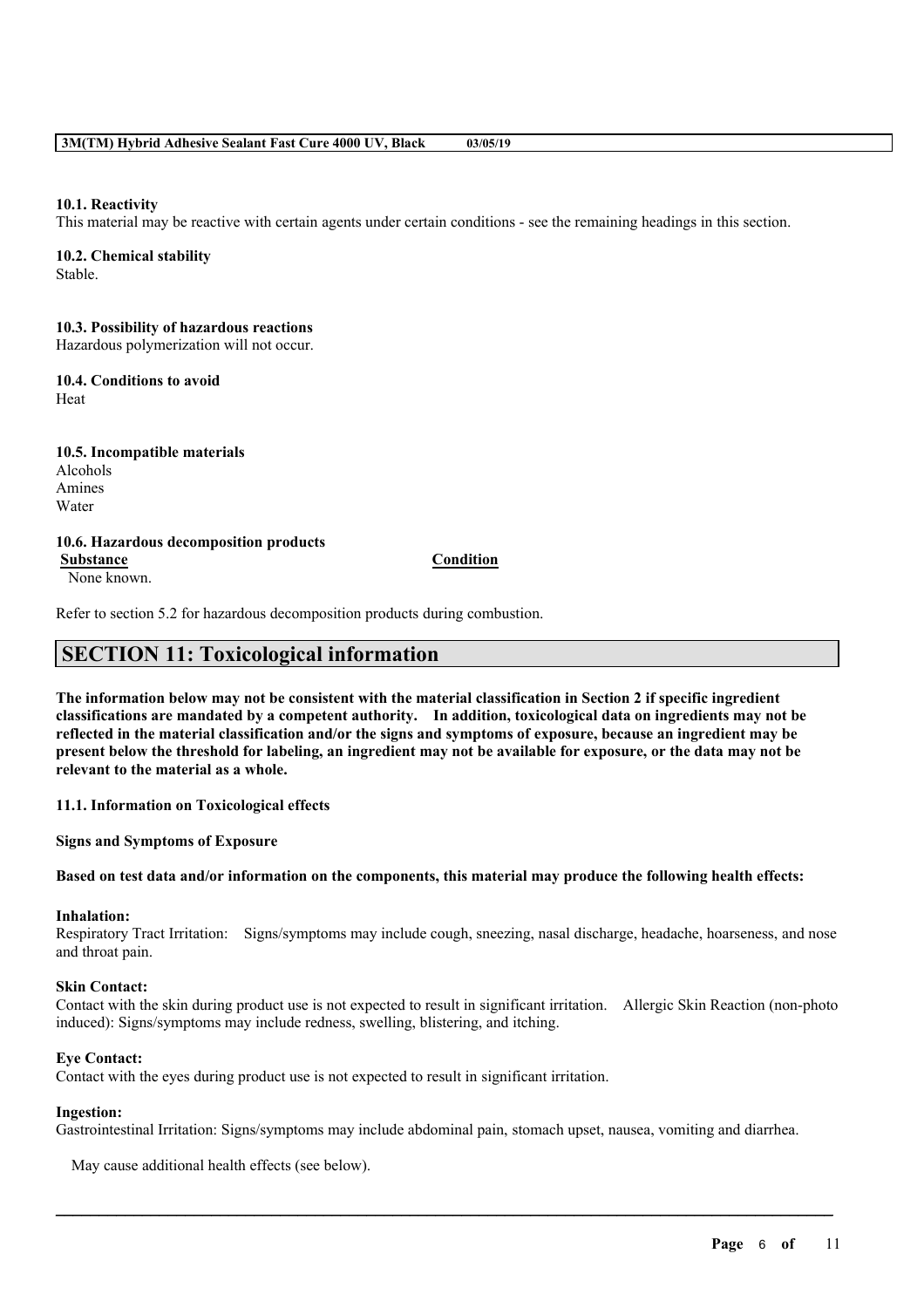**10.1. Reactivity**

This material may be reactive with certain agents under certain conditions - see the remaining headings in this section.

**10.2. Chemical stability**

Stable.

**10.3. Possibility of hazardous reactions**

Hazardous polymerization will not occur.

**10.4. Conditions to avoid**

Heat

**10.5. Incompatible materials**

Alcohols
Amines
Water

**10.6. Hazardous decomposition products**

| Substance | Condition |
|---|---|
| None known. | |

Refer to section 5.2 for hazardous decomposition products during combustion.

## SECTION 11: Toxicological information

**The information below may not be consistent with the material classification in Section 2 if specific ingredient classifications are mandated by a competent authority. In addition, toxicological data on ingredients may not be reflected in the material classification and/or the signs and symptoms of exposure, because an ingredient may be present below the threshold for labeling, an ingredient may not be available for exposure, or the data may not be relevant to the material as a whole.**

**11.1. Information on Toxicological effects**

**Signs and Symptoms of Exposure**

**Based on test data and/or information on the components, this material may produce the following health effects:**

**Inhalation:**

Respiratory Tract Irritation: Signs/symptoms may include cough, sneezing, nasal discharge, headache, hoarseness, and nose and throat pain.

**Skin Contact:**

Contact with the skin during product use is not expected to result in significant irritation. Allergic Skin Reaction (non-photo induced): Signs/symptoms may include redness, swelling, blistering, and itching.

**Eye Contact:**

Contact with the eyes during product use is not expected to result in significant irritation.

**Ingestion:**

Gastrointestinal Irritation: Signs/symptoms may include abdominal pain, stomach upset, nausea, vomiting and diarrhea.

May cause additional health effects (see below).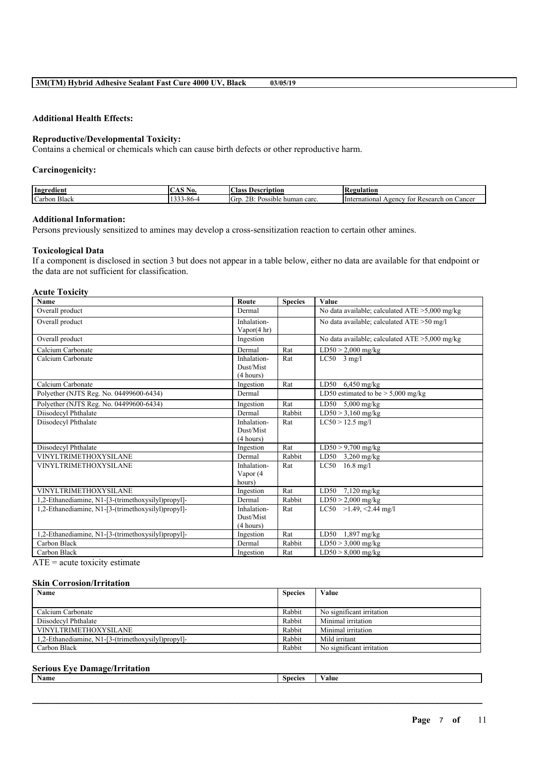**Additional Health Effects:**

**Reproductive/Developmental Toxicity:**
Contains a chemical or chemicals which can cause birth defects or other reproductive harm.

**Carcinogenicity:**

| Ingredient | CAS No. | Class Description | Regulation |
|---|---|---|---|
| Carbon Black | 1333-86-4 | Grp. 2B: Possible human carc. | International Agency for Research on Cancer |

**Additional Information:**
Persons previously sensitized to amines may develop a cross-sensitization reaction to certain other amines.

**Toxicological Data**
If a component is disclosed in section 3 but does not appear in a table below, either no data are available for that endpoint or the data are not sufficient for classification.

**Acute Toxicity**

| Name | Route | Species | Value |
|---|---|---|---|
| Overall product | Dermal | | No data available; calculated ATE >5,000 mg/kg |
| Overall product | Inhalation-Vapor(4 hr) | | No data available; calculated ATE >50 mg/l |
| Overall product | Ingestion | | No data available; calculated ATE >5,000 mg/kg |
| Calcium Carbonate | Dermal | Rat | LD50 > 2,000 mg/kg |
| Calcium Carbonate | Inhalation-Dust/Mist (4 hours) | Rat | LC50 3 mg/l |
| Calcium Carbonate | Ingestion | Rat | LD50 6,450 mg/kg |
| Polyether (NJTS Reg. No. 04499600-6434) | Dermal | | LD50 estimated to be > 5,000 mg/kg |
| Polyether (NJTS Reg. No. 04499600-6434) | Ingestion | Rat | LD50 5,000 mg/kg |
| Diisodecyl Phthalate | Dermal | Rabbit | LD50 > 3,160 mg/kg |
| Diisodecyl Phthalate | Inhalation-Dust/Mist (4 hours) | Rat | LC50 > 12.5 mg/l |
| Diisodecyl Phthalate | Ingestion | Rat | LD50 > 9,700 mg/kg |
| VINYLTRIMETHOXYSILANE | Dermal | Rabbit | LD50 3,260 mg/kg |
| VINYLTRIMETHOXYSILANE | Inhalation-Vapor (4 hours) | Rat | LC50 16.8 mg/l |
| VINYLTRIMETHOXYSILANE | Ingestion | Rat | LD50 7,120 mg/kg |
| 1,2-Ethanediamine, N1-[3-(trimethoxysilyl)propyl]- | Dermal | Rabbit | LD50 > 2,000 mg/kg |
| 1,2-Ethanediamine, N1-[3-(trimethoxysilyl)propyl]- | Inhalation-Dust/Mist (4 hours) | Rat | LC50 >1.49, <2.44 mg/l |
| 1,2-Ethanediamine, N1-[3-(trimethoxysilyl)propyl]- | Ingestion | Rat | LD50 1,897 mg/kg |
| Carbon Black | Dermal | Rabbit | LD50 > 3,000 mg/kg |
| Carbon Black | Ingestion | Rat | LD50 > 8,000 mg/kg |

ATE = acute toxicity estimate

**Skin Corrosion/Irritation**

| Name | Species | Value |
|---|---|---|
| Calcium Carbonate | Rabbit | No significant irritation |
| Diisodecyl Phthalate | Rabbit | Minimal irritation |
| VINYLTRIMETHOXYSILANE | Rabbit | Minimal irritation |
| 1,2-Ethanediamine, N1-[3-(trimethoxysilyl)propyl]- | Rabbit | Mild irritant |
| Carbon Black | Rabbit | No significant irritation |

**Serious Eye Damage/Irritation**

| Name | Species | Value |
|---|---|---|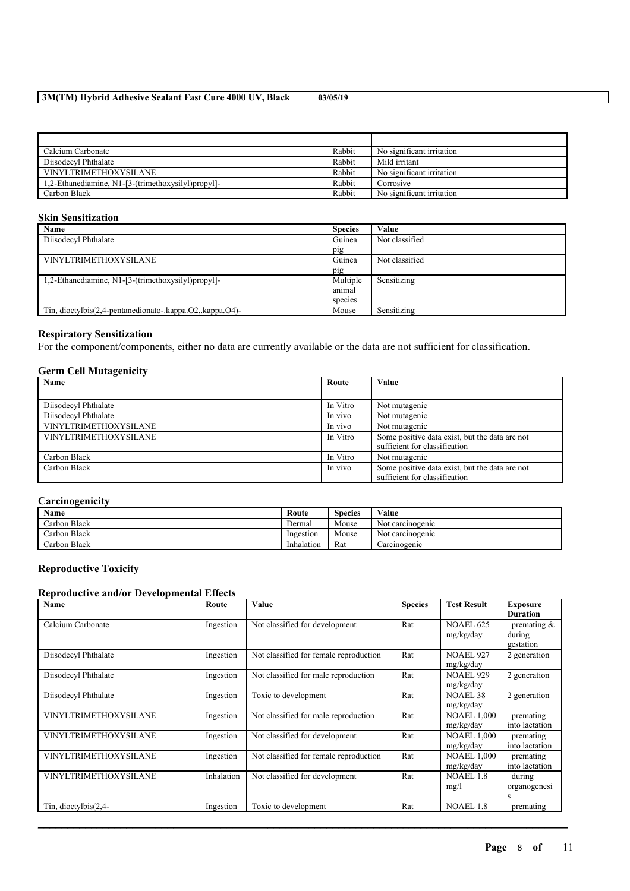| | | |
|---|---|---|
| Calcium Carbonate | Rabbit | No significant irritation |
| Diisodecyl Phthalate | Rabbit | Mild irritant |
| VINYLTRIMETHOXYSILANE | Rabbit | No significant irritation |
| 1,2-Ethanediamine, N1-[3-(trimethoxysilyl)propyl]- | Rabbit | Corrosive |
| Carbon Black | Rabbit | No significant irritation |

### Skin Sensitization

| Name | Species | Value |
|---|---|---|
| Diisodecyl Phthalate | Guinea pig | Not classified |
| VINYLTRIMETHOXYSILANE | Guinea pig | Not classified |
| 1,2-Ethanediamine, N1-[3-(trimethoxysilyl)propyl]- | Multiple animal species | Sensitizing |
| Tin, dioctylbis(2,4-pentanedionato-.kappa.O2,.kappa.O4)- | Mouse | Sensitizing |

### Respiratory Sensitization

For the component/components, either no data are currently available or the data are not sufficient for classification.

### Germ Cell Mutagenicity

| Name | Route | Value |
|---|---|---|
| Diisodecyl Phthalate | In Vitro | Not mutagenic |
| Diisodecyl Phthalate | In vivo | Not mutagenic |
| VINYLTRIMETHOXYSILANE | In vivo | Not mutagenic |
| VINYLTRIMETHOXYSILANE | In Vitro | Some positive data exist, but the data are not sufficient for classification |
| Carbon Black | In Vitro | Not mutagenic |
| Carbon Black | In vivo | Some positive data exist, but the data are not sufficient for classification |

### Carcinogenicity

| Name | Route | Species | Value |
|---|---|---|---|
| Carbon Black | Dermal | Mouse | Not carcinogenic |
| Carbon Black | Ingestion | Mouse | Not carcinogenic |
| Carbon Black | Inhalation | Rat | Carcinogenic |

### Reproductive Toxicity

### Reproductive and/or Developmental Effects

| Name | Route | Value | Species | Test Result | Exposure Duration |
|---|---|---|---|---|---|
| Calcium Carbonate | Ingestion | Not classified for development | Rat | NOAEL 625 mg/kg/day | premating & during gestation |
| Diisodecyl Phthalate | Ingestion | Not classified for female reproduction | Rat | NOAEL 927 mg/kg/day | 2 generation |
| Diisodecyl Phthalate | Ingestion | Not classified for male reproduction | Rat | NOAEL 929 mg/kg/day | 2 generation |
| Diisodecyl Phthalate | Ingestion | Toxic to development | Rat | NOAEL 38 mg/kg/day | 2 generation |
| VINYLTRIMETHOXYSILANE | Ingestion | Not classified for male reproduction | Rat | NOAEL 1,000 mg/kg/day | premating into lactation |
| VINYLTRIMETHOXYSILANE | Ingestion | Not classified for development | Rat | NOAEL 1,000 mg/kg/day | premating into lactation |
| VINYLTRIMETHOXYSILANE | Ingestion | Not classified for female reproduction | Rat | NOAEL 1,000 mg/kg/day | premating into lactation |
| VINYLTRIMETHOXYSILANE | Inhalation | Not classified for development | Rat | NOAEL 1.8 mg/l | during organogenesis |
| Tin, dioctylbis(2,4- | Ingestion | Toxic to development | Rat | NOAEL 1.8 | premating |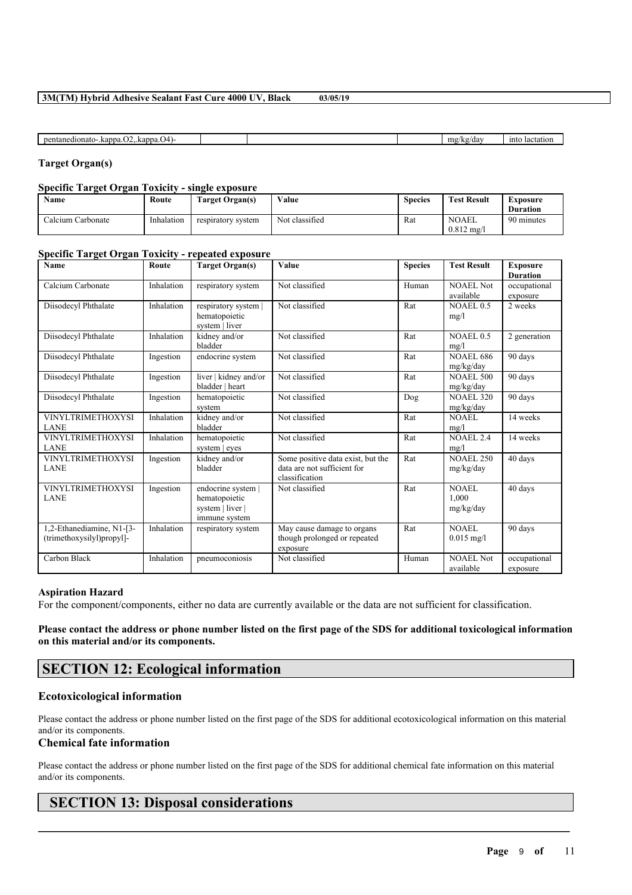| pentanedionato-.kappa.O2,.kappa.O4)- | | | | mg/kg/day | into lactation |
|---|---|---|---|---|---|

### Target Organ(s)

#### Specific Target Organ Toxicity - single exposure

| Name | Route | Target Organ(s) | Value | Species | Test Result | Exposure Duration |
|---|---|---|---|---|---|---|
| Calcium Carbonate | Inhalation | respiratory system | Not classified | Rat | NOAEL 0.812 mg/l | 90 minutes |

#### Specific Target Organ Toxicity - repeated exposure

| Name | Route | Target Organ(s) | Value | Species | Test Result | Exposure Duration |
|---|---|---|---|---|---|---|
| Calcium Carbonate | Inhalation | respiratory system | Not classified | Human | NOAEL Not available | occupational exposure |
| Diisodecyl Phthalate | Inhalation | respiratory system \| hematopoietic system \| liver | Not classified | Rat | NOAEL 0.5 mg/l | 2 weeks |
| Diisodecyl Phthalate | Inhalation | kidney and/or bladder | Not classified | Rat | NOAEL 0.5 mg/l | 2 generation |
| Diisodecyl Phthalate | Ingestion | endocrine system | Not classified | Rat | NOAEL 686 mg/kg/day | 90 days |
| Diisodecyl Phthalate | Ingestion | liver \| kidney and/or bladder \| heart | Not classified | Rat | NOAEL 500 mg/kg/day | 90 days |
| Diisodecyl Phthalate | Ingestion | hematopoietic system | Not classified | Dog | NOAEL 320 mg/kg/day | 90 days |
| VINYLTRIMETHOXYSILANE | Inhalation | kidney and/or bladder | Not classified | Rat | NOAEL mg/l | 14 weeks |
| VINYLTRIMETHOXYSILANE | Inhalation | hematopoietic system \| eyes | Not classified | Rat | NOAEL 2.4 mg/l | 14 weeks |
| VINYLTRIMETHOXYSILANE | Ingestion | kidney and/or bladder | Some positive data exist, but the data are not sufficient for classification | Rat | NOAEL 250 mg/kg/day | 40 days |
| VINYLTRIMETHOXYSILANE | Ingestion | endocrine system \| hematopoietic system \| liver \| immune system | Not classified | Rat | NOAEL 1,000 mg/kg/day | 40 days |
| 1,2-Ethanediamine, N1-[3-(trimethoxysilyl)propyl]- | Inhalation | respiratory system | May cause damage to organs though prolonged or repeated exposure | Rat | NOAEL 0.015 mg/l | 90 days |
| Carbon Black | Inhalation | pneumoconiosis | Not classified | Human | NOAEL Not available | occupational exposure |

### Aspiration Hazard

For the component/components, either no data are currently available or the data are not sufficient for classification.

**Please contact the address or phone number listed on the first page of the SDS for additional toxicological information on this material and/or its components.**

## SECTION 12: Ecological information

### Ecotoxicological information

Please contact the address or phone number listed on the first page of the SDS for additional ecotoxicological information on this material and/or its components.

### Chemical fate information

Please contact the address or phone number listed on the first page of the SDS for additional chemical fate information on this material and/or its components.

## SECTION 13: Disposal considerations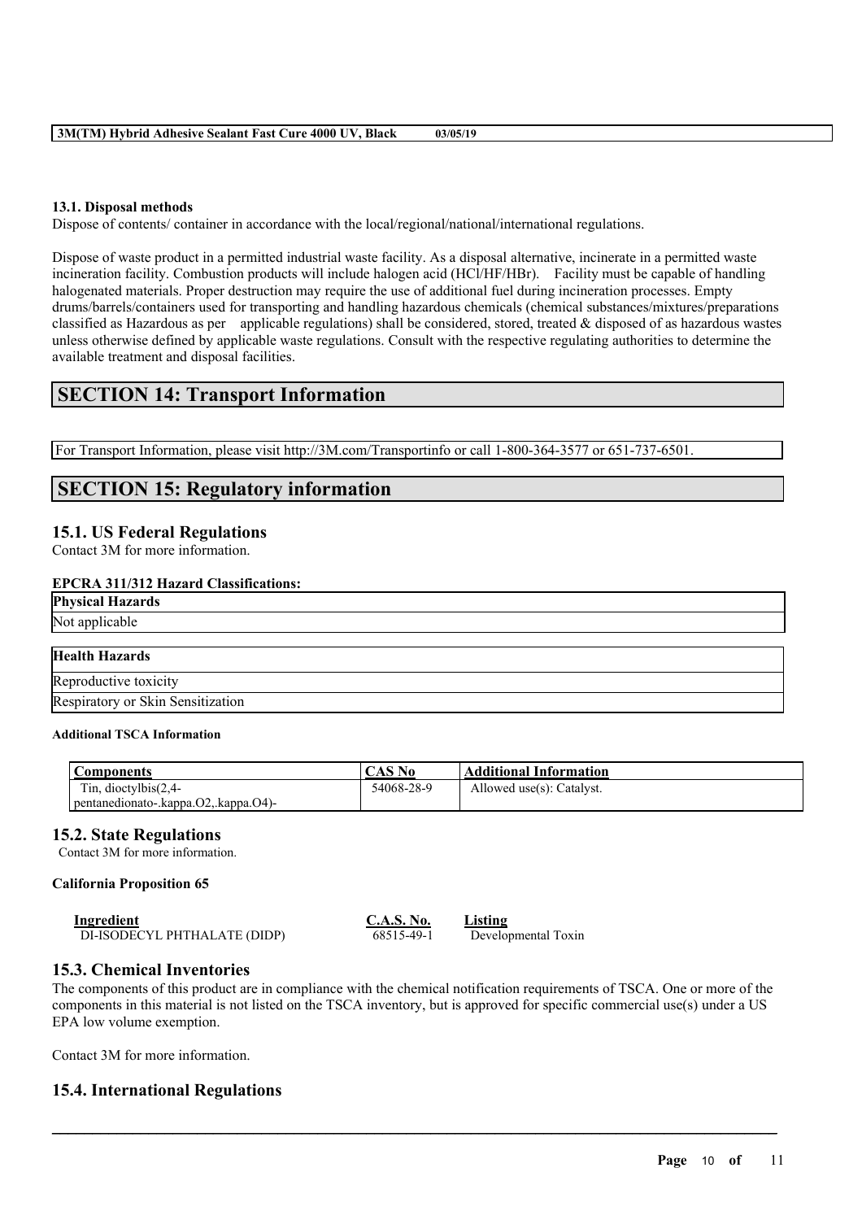### 13.1. Disposal methods

Dispose of contents/ container in accordance with the local/regional/national/international regulations.

Dispose of waste product in a permitted industrial waste facility. As a disposal alternative, incinerate in a permitted waste incineration facility. Combustion products will include halogen acid (HCl/HF/HBr). Facility must be capable of handling halogenated materials. Proper destruction may require the use of additional fuel during incineration processes. Empty drums/barrels/containers used for transporting and handling hazardous chemicals (chemical substances/mixtures/preparations classified as Hazardous as per applicable regulations) shall be considered, stored, treated & disposed of as hazardous wastes unless otherwise defined by applicable waste regulations. Consult with the respective regulating authorities to determine the available treatment and disposal facilities.

## SECTION 14: Transport Information

For Transport Information, please visit http://3M.com/Transportinfo or call 1-800-364-3577 or 651-737-6501.

## SECTION 15: Regulatory information

### 15.1. US Federal Regulations

Contact 3M for more information.

**EPCRA 311/312 Hazard Classifications:**

| Physical Hazards |
|---|
| Not applicable |

| Health Hazards |
|---|
| Reproductive toxicity |
| Respiratory or Skin Sensitization |

**Additional TSCA Information**

| Components | CAS No | Additional Information |
|---|---|---|
| Tin, dioctylbis(2,4-pentanedionato-.kappa.O2,.kappa.O4)- | 54068-28-9 | Allowed use(s): Catalyst. |

### 15.2. State Regulations

Contact 3M for more information.

**California Proposition 65**

| Ingredient | C.A.S. No. | Listing |
|---|---|---|
| DI-ISODECYL PHTHALATE (DIDP) | 68515-49-1 | Developmental Toxin |

### 15.3. Chemical Inventories

The components of this product are in compliance with the chemical notification requirements of TSCA. One or more of the components in this material is not listed on the TSCA inventory, but is approved for specific commercial use(s) under a US EPA low volume exemption.

Contact 3M for more information.

### 15.4. International Regulations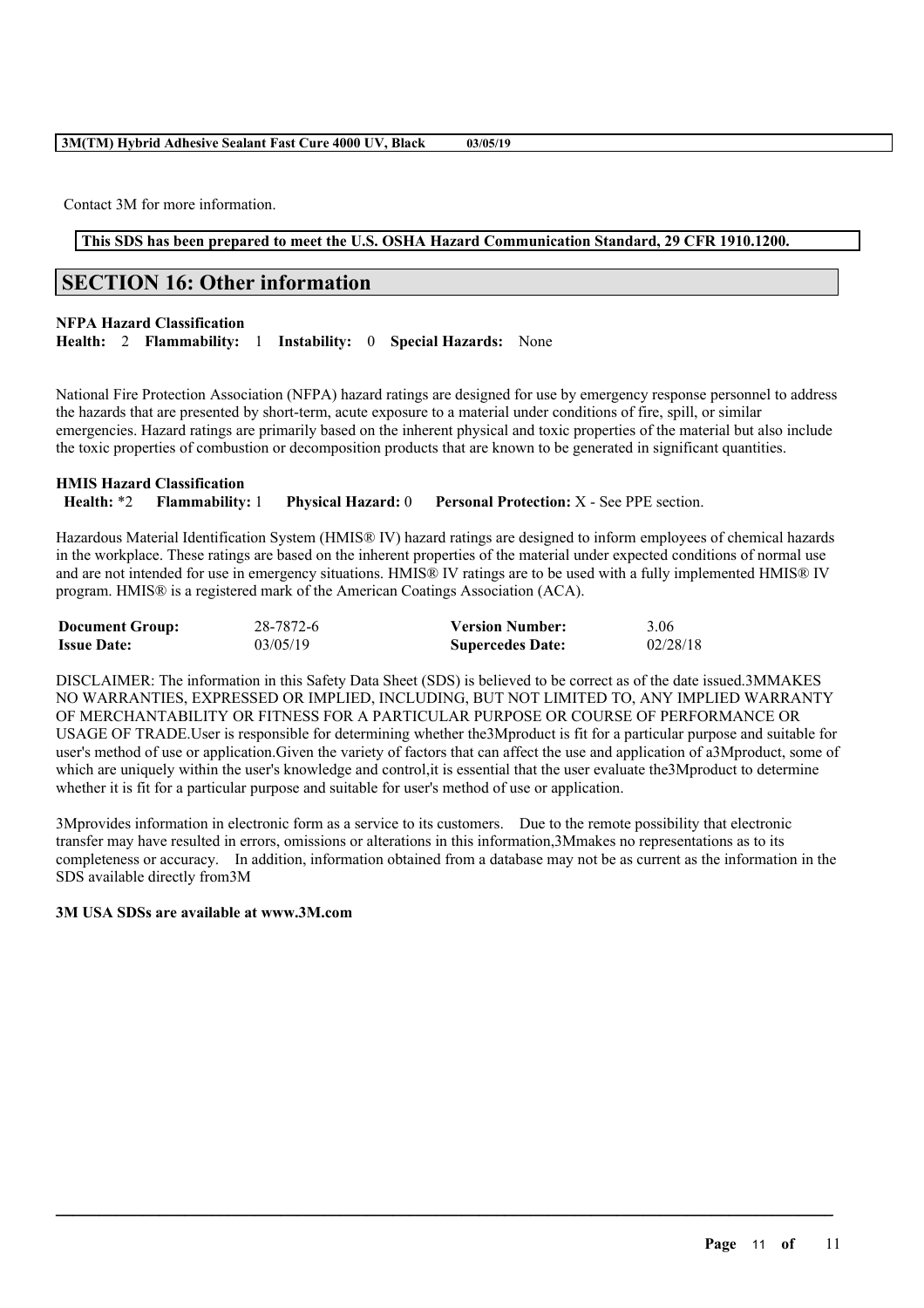Contact 3M for more information.

**This SDS has been prepared to meet the U.S. OSHA Hazard Communication Standard, 29 CFR 1910.1200.**

## SECTION 16: Other information

**NFPA Hazard Classification**

**Health:** 2 **Flammability:** 1 **Instability:** 0 **Special Hazards:** None

National Fire Protection Association (NFPA) hazard ratings are designed for use by emergency response personnel to address the hazards that are presented by short-term, acute exposure to a material under conditions of fire, spill, or similar emergencies. Hazard ratings are primarily based on the inherent physical and toxic properties of the material but also include the toxic properties of combustion or decomposition products that are known to be generated in significant quantities.

**HMIS Hazard Classification**

**Health:** *2 **Flammability:** 1 **Physical Hazard:** 0 **Personal Protection:** X - See PPE section.

Hazardous Material Identification System (HMIS® IV) hazard ratings are designed to inform employees of chemical hazards in the workplace. These ratings are based on the inherent properties of the material under expected conditions of normal use and are not intended for use in emergency situations. HMIS® IV ratings are to be used with a fully implemented HMIS® IV program. HMIS® is a registered mark of the American Coatings Association (ACA).

| | | | |
|---|---|---|---|
| **Document Group:** | 28-7872-6 | **Version Number:** | 3.06 |
| **Issue Date:** | 03/05/19 | **Supercedes Date:** | 02/28/18 |

DISCLAIMER: The information in this Safety Data Sheet (SDS) is believed to be correct as of the date issued.3MMAKES NO WARRANTIES, EXPRESSED OR IMPLIED, INCLUDING, BUT NOT LIMITED TO, ANY IMPLIED WARRANTY OF MERCHANTABILITY OR FITNESS FOR A PARTICULAR PURPOSE OR COURSE OF PERFORMANCE OR USAGE OF TRADE.User is responsible for determining whether the3Mproduct is fit for a particular purpose and suitable for user's method of use or application.Given the variety of factors that can affect the use and application of a3Mproduct, some of which are uniquely within the user's knowledge and control,it is essential that the user evaluate the3Mproduct to determine whether it is fit for a particular purpose and suitable for user's method of use or application.

3Mprovides information in electronic form as a service to its customers. Due to the remote possibility that electronic transfer may have resulted in errors, omissions or alterations in this information,3Mmakes no representations as to its completeness or accuracy. In addition, information obtained from a database may not be as current as the information in the SDS available directly from3M

**3M USA SDSs are available at www.3M.com**